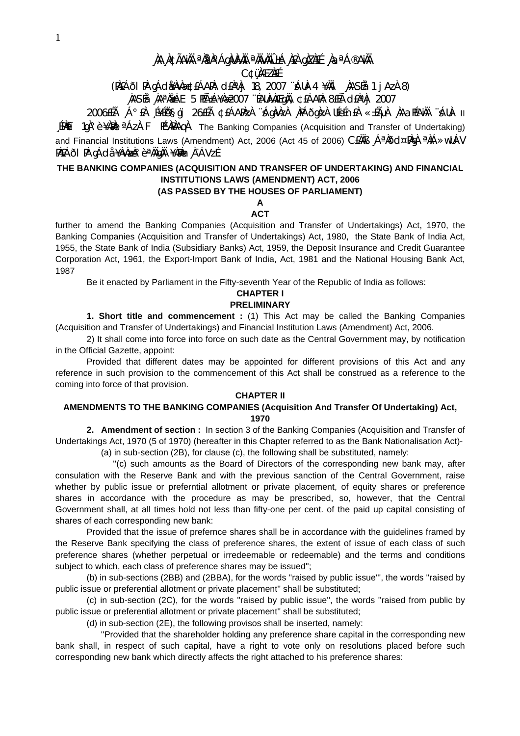¸ÀA¸À¢ÃAiÀÄ ªÀåªÀºÁgÀUÀ¼ÀÄ ªÀÄvÀÄÛ ±Á¸À£À gÀZÀ£É ¸ÀaªÁ®AiÀÄ

C¢ü¸ÀÆZÀ£É

(PÀ£ÁðlPÀ gÁdå¥ÀvÀæ ¢£ÁAPÀ d£ÀªÀj 18, 2007 ¨sÁUÀ-4 ¥ÀÄl ¸ÀASÉå 1 jAzÀ 8)

¸ÀASÉå ¸ÀAªÀå±ÁE 5 PÉÃAzÀæ±Á¸À 2007 ¨ÉAUÀ¼ÀÆgÀÄ, ¢£ÁAPÀ 8£Éà d£ÀªÀj 2007

2006£Éà ¸Á°£À ¸É¥ÉÖA§gï 26£Éà ¢£ÁAPÀzÀ ¨sÁgÀvÀzÀ ¸ÀPÁðgÀzÀ UÉeÉn£À «±ÉõÀ ¸ÀAaPÉAiÀÄ ¨sÁUÀ II ¸ÉPÀë£ï 1gÀ°è ¥ÀæPÀlªÁzÀ F PÉ¼ÀPÀAqÀ The Banking Companies (Acquisition and Transfer of Undertaking) and Financial Institutions Laws (Amendment) Act, 2006 (Act 45 of 2006) C£ÀÄß ¸ÁªÀðd¤PÀgÀ ªÀiÁ»wUÁV PÀ£ÁðlPÀ gÁdå¥ÀvÀæzÀ°è ªÀÄgÀÄ ¥ÀæPÀn¸À¯ÁVzÉ

## THE BANKING COMPANIES (ACQUISITION AND TRANSFER OF UNDERTAKING) AND FINANCIAL INSTITUTIONS LAWS (AMENDMENT) ACT, 2006

**(AS PASSED BY THE HOUSES OF PARLIAMENT)**

**A**

**ACT**

further to amend the Banking Companies (Acquisition and Transfer of Undertakings) Act, 1970, the Banking Companies (Acquisition and Transfer of Undertakings) Act, 1980, the State Bank of India Act, 1955, the State Bank of India (Subsidiary Banks) Act, 1959, the Deposit Insurance and Credit Guarantee Corporation Act, 1961, the Export-Import Bank of India, Act, 1981 and the National Housing Bank Act, 1987

Be it enacted by Parliament in the Fifty-seventh Year of the Republic of India as follows:

### CHAPTER I

### PRELIMINARY

**1. Short title and commencement :** (1) This Act may be called the Banking Companies (Acquisition and Transfer of Undertakings) and Financial Institution Laws (Amendment) Act, 2006.

2) It shall come into force into force on such date as the Central Government may, by notification in the Official Gazette, appoint:

Provided that different dates may be appointed for different provisions of this Act and any reference in such provision to the commencement of this Act shall be construed as a reference to the coming into force of that provision.

### CHAPTER II

### AMENDMENTS TO THE BANKING COMPANIES (Acquisition And Transfer Of Undertaking) Act, 1970

**2. Amendment of section :** In section 3 of the Banking Companies (Acquisition and Transfer of Undertakings Act, 1970 (5 of 1970) (hereafter in this Chapter referred to as the Bank Nationalisation Act)-

(a) in sub-section (2B), for clause (c), the following shall be substituted, namely:

"(c) such amounts as the Board of Directors of the corresponding new bank may, after consulation with the Reserve Bank and with the previous sanction of the Central Government, raise whether by public issue or preferntial allotment or private placement, of equity shares or preference shares in accordance with the procedure as may be prescribed, so, however, that the Central Government shall, at all times hold not less than fifty-one per cent. of the paid up capital consisting of shares of each corresponding new bank:

Provided that the issue of prefernce shares shall be in accordance with the guidelines framed by the Reserve Bank specifying the class of preference shares, the extent of issue of each class of such preference shares (whether perpetual or irredeemable or redeemable) and the terms and conditions subject to which, each class of preference shares may be issued";

(b) in sub-sections (2BB) and (2BBA), for the words "raised by public issue"', the words "raised by public issue or preferential allotment or private placement" shall be substituted;

(c) in sub-section (2C), for the words "raised by public issue", the words "raised from public by public issue or preferential allotment or private placement" shall be substituted;

(d) in sub-section (2E), the following provisos shall be inserted, namely:

"Provided that the shareholder holding any preference share capital in the corresponding new bank shall, in respect of such capital, have a right to vote only on resolutions placed before such corresponding new bank which directly affects the right attached to his preference shares: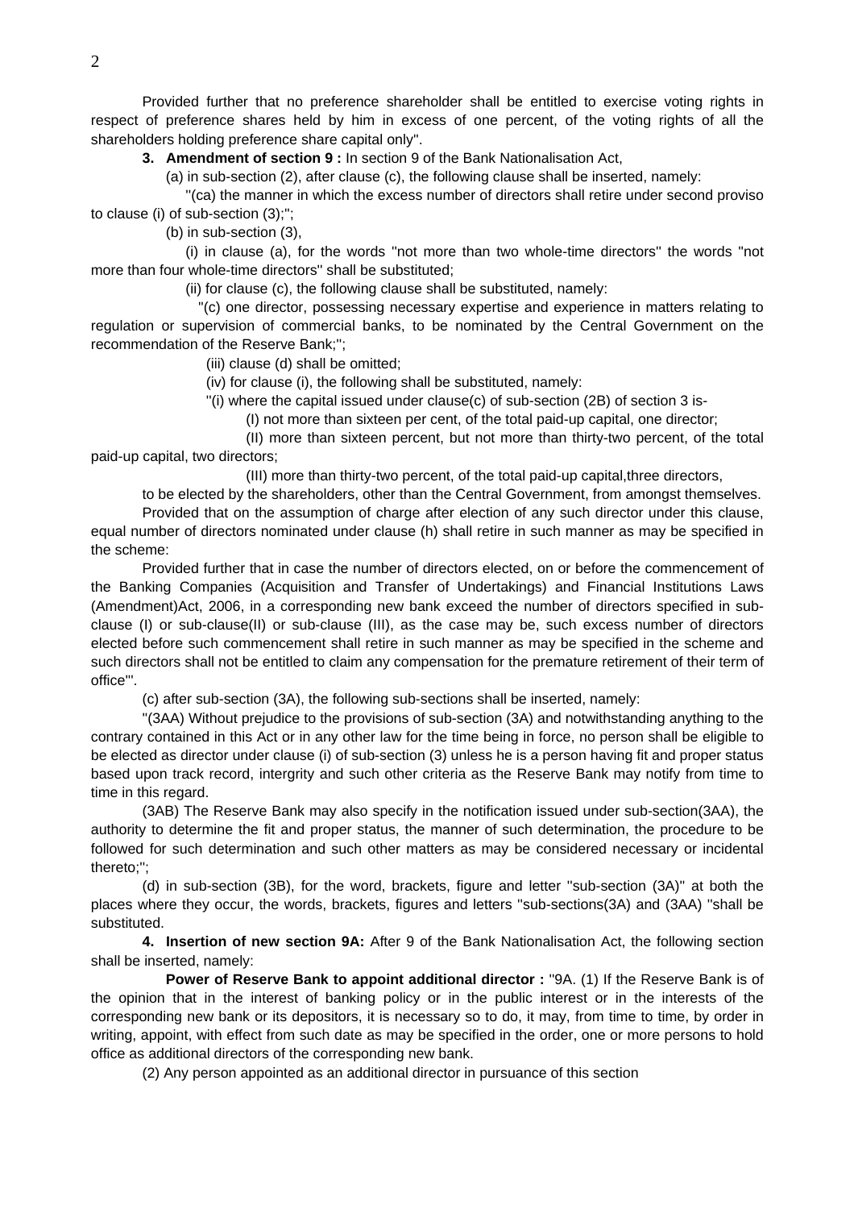Provided further that no preference shareholder shall be entitled to exercise voting rights in respect of preference shares held by him in excess of one percent, of the voting rights of all the shareholders holding preference share capital only".

**3. Amendment of section 9 :** In section 9 of the Bank Nationalisation Act,

(a) in sub-section (2), after clause (c), the following clause shall be inserted, namely:

"(ca) the manner in which the excess number of directors shall retire under second proviso to clause (i) of sub-section (3);";

(b) in sub-section (3),

(i) in clause (a), for the words "not more than two whole-time directors" the words "not more than four whole-time directors" shall be substituted;

(ii) for clause (c), the following clause shall be substituted, namely:

"(c) one director, possessing necessary expertise and experience in matters relating to regulation or supervision of commercial banks, to be nominated by the Central Government on the recommendation of the Reserve Bank;";

(iii) clause (d) shall be omitted;

(iv) for clause (i), the following shall be substituted, namely:

"(i) where the capital issued under clause(c) of sub-section (2B) of section 3 is-

(I) not more than sixteen per cent, of the total paid-up capital, one director;

(II) more than sixteen percent, but not more than thirty-two percent, of the total paid-up capital, two directors;

(III) more than thirty-two percent, of the total paid-up capital,three directors,

to be elected by the shareholders, other than the Central Government, from amongst themselves.

Provided that on the assumption of charge after election of any such director under this clause, equal number of directors nominated under clause (h) shall retire in such manner as may be specified in the scheme:

Provided further that in case the number of directors elected, on or before the commencement of the Banking Companies (Acquisition and Transfer of Undertakings) and Financial Institutions Laws (Amendment)Act, 2006, in a corresponding new bank exceed the number of directors specified in sub-clause (I) or sub-clause(II) or sub-clause (III), as the case may be, such excess number of directors elected before such commencement shall retire in such manner as may be specified in the scheme and such directors shall not be entitled to claim any compensation for the premature retirement of their term of office"'.

(c) after sub-section (3A), the following sub-sections shall be inserted, namely:

"(3AA) Without prejudice to the provisions of sub-section (3A) and notwithstanding anything to the contrary contained in this Act or in any other law for the time being in force, no person shall be eligible to be elected as director under clause (i) of sub-section (3) unless he is a person having fit and proper status based upon track record, intergrity and such other criteria as the Reserve Bank may notify from time to time in this regard.

(3AB) The Reserve Bank may also specify in the notification issued under sub-section(3AA), the authority to determine the fit and proper status, the manner of such determination, the procedure to be followed for such determination and such other matters as may be considered necessary or incidental thereto;";

(d) in sub-section (3B), for the word, brackets, figure and letter "sub-section (3A)" at both the places where they occur, the words, brackets, figures and letters "sub-sections(3A) and (3AA) "shall be substituted.

**4. Insertion of new section 9A:** After 9 of the Bank Nationalisation Act, the following section shall be inserted, namely:

**Power of Reserve Bank to appoint additional director :** "9A. (1) If the Reserve Bank is of the opinion that in the interest of banking policy or in the public interest or in the interests of the corresponding new bank or its depositors, it is necessary so to do, it may, from time to time, by order in writing, appoint, with effect from such date as may be specified in the order, one or more persons to hold office as additional directors of the corresponding new bank.

(2) Any person appointed as an additional director in pursuance of this section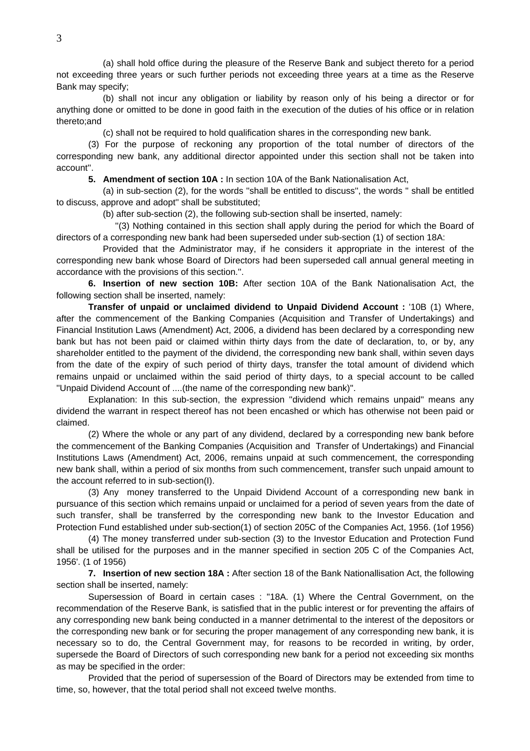(a) shall hold office during the pleasure of the Reserve Bank and subject thereto for a period not exceeding three years or such further periods not exceeding three years at a time as the Reserve Bank may specify;

(b) shall not incur any obligation or liability by reason only of his being a director or for anything done or omitted to be done in good faith in the execution of the duties of his office or in relation thereto;and

(c) shall not be required to hold qualification shares in the corresponding new bank.

(3) For the purpose of reckoning any proportion of the total number of directors of the corresponding new bank, any additional director appointed under this section shall not be taken into account".

**5. Amendment of section 10A :** In section 10A of the Bank Nationalisation Act,

(a) in sub-section (2), for the words "shall be entitled to discuss", the words " shall be entitled to discuss, approve and adopt" shall be substituted;

(b) after sub-section (2), the following sub-section shall be inserted, namely:

"(3) Nothing contained in this section shall apply during the period for which the Board of directors of a corresponding new bank had been superseded under sub-section (1) of section 18A:

Provided that the Administrator may, if he considers it appropriate in the interest of the corresponding new bank whose Board of Directors had been superseded call annual general meeting in accordance with the provisions of this section.".

**6. Insertion of new section 10B:** After section 10A of the Bank Nationalisation Act, the following section shall be inserted, namely:

**Transfer of unpaid or unclaimed dividend to Unpaid Dividend Account :** '10B (1) Where, after the commencement of the Banking Companies (Acquisition and Transfer of Undertakings) and Financial Institution Laws (Amendment) Act, 2006, a dividend has been declared by a corresponding new bank but has not been paid or claimed within thirty days from the date of declaration, to, or by, any shareholder entitled to the payment of the dividend, the corresponding new bank shall, within seven days from the date of the expiry of such period of thirty days, transfer the total amount of dividend which remains unpaid or unclaimed within the said period of thirty days, to a special account to be called "Unpaid Dividend Account of ....(the name of the corresponding new bank)".

Explanation: In this sub-section, the expression "dividend which remains unpaid" means any dividend the warrant in respect thereof has not been encashed or which has otherwise not been paid or claimed.

(2) Where the whole or any part of any dividend, declared by a corresponding new bank before the commencement of the Banking Companies (Acquisition and Transfer of Undertakings) and Financial Institutions Laws (Amendment) Act, 2006, remains unpaid at such commencement, the corresponding new bank shall, within a period of six months from such commencement, transfer such unpaid amount to the account referred to in sub-section(I).

(3) Any money transferred to the Unpaid Dividend Account of a corresponding new bank in pursuance of this section which remains unpaid or unclaimed for a period of seven years from the date of such transfer, shall be transferred by the corresponding new bank to the Investor Education and Protection Fund established under sub-section(1) of section 205C of the Companies Act, 1956. (1of 1956)

(4) The money transferred under sub-section (3) to the Investor Education and Protection Fund shall be utilised for the purposes and in the manner specified in section 205 C of the Companies Act, 1956'. (1 of 1956)

**7. Insertion of new section 18A :** After section 18 of the Bank Nationallisation Act, the following section shall be inserted, namely:

Supersession of Board in certain cases : "18A. (1) Where the Central Government, on the recommendation of the Reserve Bank, is satisfied that in the public interest or for preventing the affairs of any corresponding new bank being conducted in a manner detrimental to the interest of the depositors or the corresponding new bank or for securing the proper management of any corresponding new bank, it is necessary so to do, the Central Government may, for reasons to be recorded in writing, by order, supersede the Board of Directors of such corresponding new bank for a period not exceeding six months as may be specified in the order:

Provided that the period of supersession of the Board of Directors may be extended from time to time, so, however, that the total period shall not exceed twelve months.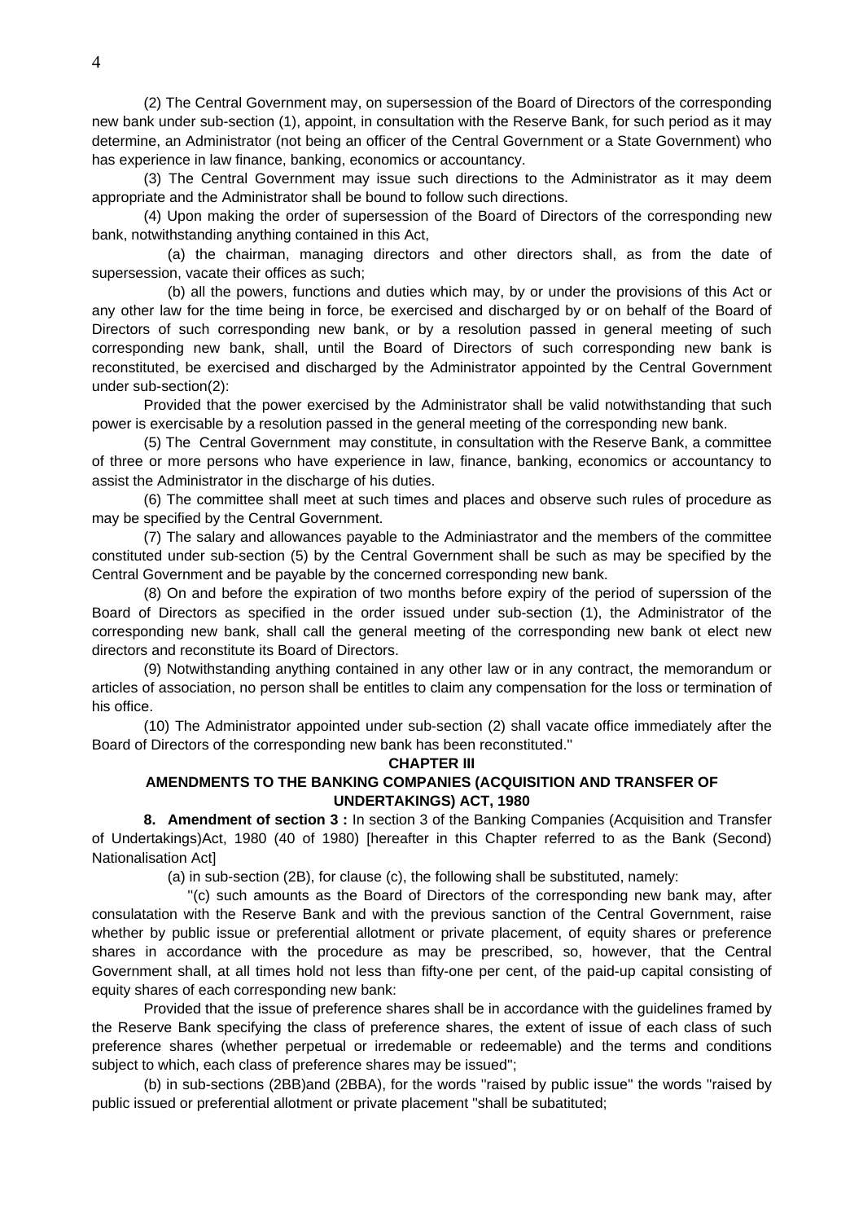(2) The Central Government may, on supersession of the Board of Directors of the corresponding new bank under sub-section (1), appoint, in consultation with the Reserve Bank, for such period as it may determine, an Administrator (not being an officer of the Central Government or a State Government) who has experience in law finance, banking, economics or accountancy.

(3) The Central Government may issue such directions to the Administrator as it may deem appropriate and the Administrator shall be bound to follow such directions.

(4) Upon making the order of supersession of the Board of Directors of the corresponding new bank, notwithstanding anything contained in this Act,

(a) the chairman, managing directors and other directors shall, as from the date of supersession, vacate their offices as such;

(b) all the powers, functions and duties which may, by or under the provisions of this Act or any other law for the time being in force, be exercised and discharged by or on behalf of the Board of Directors of such corresponding new bank, or by a resolution passed in general meeting of such corresponding new bank, shall, until the Board of Directors of such corresponding new bank is reconstituted, be exercised and discharged by the Administrator appointed by the Central Government under sub-section(2):

Provided that the power exercised by the Administrator shall be valid notwithstanding that such power is exercisable by a resolution passed in the general meeting of the corresponding new bank.

(5) The Central Government may constitute, in consultation with the Reserve Bank, a committee of three or more persons who have experience in law, finance, banking, economics or accountancy to assist the Administrator in the discharge of his duties.

(6) The committee shall meet at such times and places and observe such rules of procedure as may be specified by the Central Government.

(7) The salary and allowances payable to the Adminiastrator and the members of the committee constituted under sub-section (5) by the Central Government shall be such as may be specified by the Central Government and be payable by the concerned corresponding new bank.

(8) On and before the expiration of two months before expiry of the period of superssion of the Board of Directors as specified in the order issued under sub-section (1), the Administrator of the corresponding new bank, shall call the general meeting of the corresponding new bank ot elect new directors and reconstitute its Board of Directors.

(9) Notwithstanding anything contained in any other law or in any contract, the memorandum or articles of association, no person shall be entitles to claim any compensation for the loss or termination of his office.

(10) The Administrator appointed under sub-section (2) shall vacate office immediately after the Board of Directors of the corresponding new bank has been reconstituted."

## CHAPTER III

## AMENDMENTS TO THE BANKING COMPANIES (ACQUISITION AND TRANSFER OF UNDERTAKINGS) ACT, 1980

**8. Amendment of section 3 :** In section 3 of the Banking Companies (Acquisition and Transfer of Undertakings)Act, 1980 (40 of 1980) [hereafter in this Chapter referred to as the Bank (Second) Nationalisation Act]

(a) in sub-section (2B), for clause (c), the following shall be substituted, namely:

"(c) such amounts as the Board of Directors of the corresponding new bank may, after consulatation with the Reserve Bank and with the previous sanction of the Central Government, raise whether by public issue or preferential allotment or private placement, of equity shares or preference shares in accordance with the procedure as may be prescribed, so, however, that the Central Government shall, at all times hold not less than fifty-one per cent, of the paid-up capital consisting of equity shares of each corresponding new bank:

Provided that the issue of preference shares shall be in accordance with the guidelines framed by the Reserve Bank specifying the class of preference shares, the extent of issue of each class of such preference shares (whether perpetual or irredemable or redeemable) and the terms and conditions subject to which, each class of preference shares may be issued";

(b) in sub-sections (2BB)and (2BBA), for the words "raised by public issue" the words "raised by public issued or preferential allotment or private placement "shall be subatituted;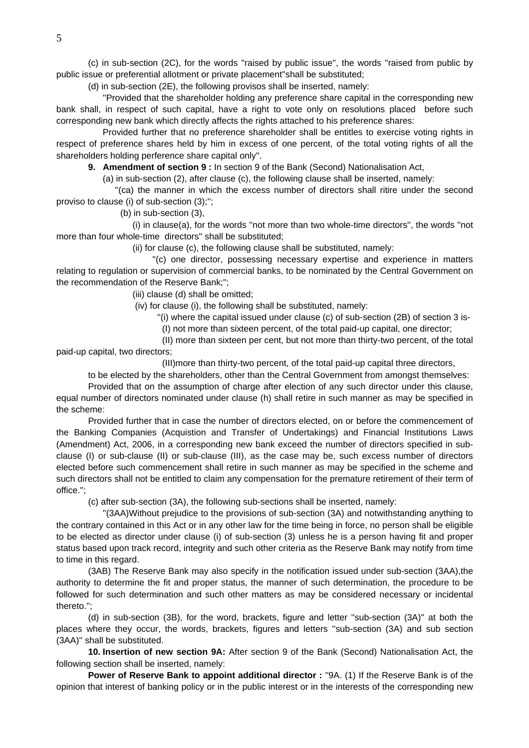(c) in sub-section (2C), for the words ''raised by public issue'', the words ''raised from public by public issue or preferential allotment or private placement''shall be substituted;

(d) in sub-section (2E), the following provisos shall be inserted, namely:

''Provided that the shareholder holding any preference share capital in the corresponding new bank shall, in respect of such capital, have a right to vote only on resolutions placed before such corresponding new bank which directly affects the rights attached to his preference shares:

Provided further that no preference shareholder shall be entitles to exercise voting rights in respect of preference shares held by him in excess of one percent, of the total voting rights of all the shareholders holding perference share capital only''.

**9. Amendment of section 9 :** In section 9 of the Bank (Second) Nationalisation Act,

(a) in sub-section (2), after clause (c), the following clause shall be inserted, namely:

''(ca) the manner in which the excess number of directors shall ritire under the second proviso to clause (i) of sub-section (3);'';

(b) in sub-section (3),

(i) in clause(a), for the words ''not more than two whole-time directors'', the words ''not more than four whole-time directors'' shall be substituted;

(ii) for clause (c), the following clause shall be substituted, namely:

''(c) one director, possessing necessary expertise and experience in matters relating to regulation or supervision of commercial banks, to be nominated by the Central Government on the recommendation of the Reserve Bank;'';

(iii) clause (d) shall be omitted;

(iv) for clause (i), the following shall be substituted, namely:

''(i) where the capital issued under clause (c) of sub-section (2B) of section 3 is-

(I) not more than sixteen percent, of the total paid-up capital, one director;

(II) more than sixteen per cent, but not more than thirty-two percent, of the total paid-up capital, two directors;

(III)more than thirty-two percent, of the total paid-up capital three directors,

to be elected by the shareholders, other than the Central Government from amongst themselves:

Provided that on the assumption of charge after election of any such director under this clause, equal number of directors nominated under clause (h) shall retire in such manner as may be specified in the scheme:

Provided further that in case the number of directors elected, on or before the commencement of the Banking Companies (Acquistion and Transfer of Undertakings) and Financial Institutions Laws (Amendment) Act, 2006, in a corresponding new bank exceed the number of directors specified in sub-clause (I) or sub-clause (II) or sub-clause (III), as the case may be, such excess number of directors elected before such commencement shall retire in such manner as may be specified in the scheme and such directors shall not be entitled to claim any compensation for the premature retirement of their term of office.'';

(c) after sub-section (3A), the following sub-sections shall be inserted, namely:

''(3AA)Without prejudice to the provisions of sub-section (3A) and notwithstanding anything to the contrary contained in this Act or in any other law for the time being in force, no person shall be eligible to be elected as director under clause (i) of sub-section (3) unless he is a person having fit and proper status based upon track record, integrity and such other criteria as the Reserve Bank may notify from time to time in this regard.

(3AB) The Reserve Bank may also specify in the notification issued under sub-section (3AA),the authority to determine the fit and proper status, the manner of such determination, the procedure to be followed for such determination and such other matters as may be considered necessary or incidental thereto.'';

(d) in sub-section (3B), for the word, brackets, figure and letter ''sub-section (3A)'' at both the places where they occur, the words, brackets, figures and letters ''sub-section (3A) and sub section (3AA)'' shall be substituted.

**10. Insertion of new section 9A:** After section 9 of the Bank (Second) Nationalisation Act, the following section shall be inserted, namely:

**Power of Reserve Bank to appoint additional director :** ''9A. (1) If the Reserve Bank is of the opinion that interest of banking policy or in the public interest or in the interests of the corresponding new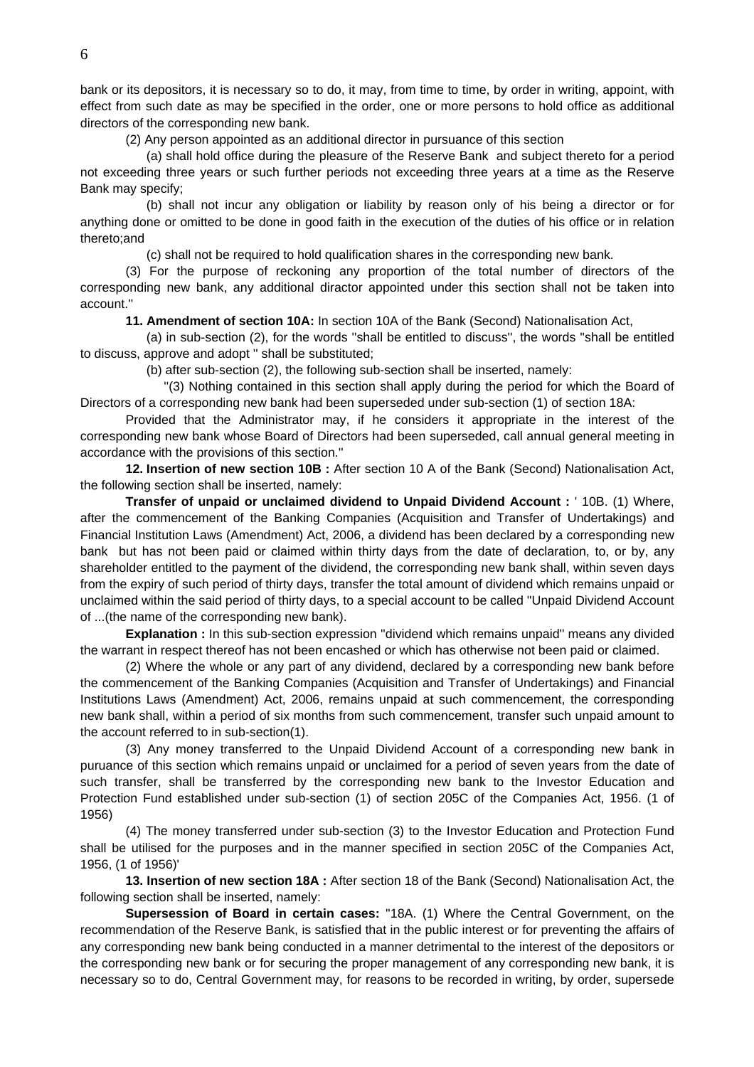bank or its depositors, it is necessary so to do, it may, from time to time, by order in writing, appoint, with effect from such date as may be specified in the order, one or more persons to hold office as additional directors of the corresponding new bank.

(2) Any person appointed as an additional director in pursuance of this section

(a) shall hold office during the pleasure of the Reserve Bank and subject thereto for a period not exceeding three years or such further periods not exceeding three years at a time as the Reserve Bank may specify;

(b) shall not incur any obligation or liability by reason only of his being a director or for anything done or omitted to be done in good faith in the execution of the duties of his office or in relation thereto;and

(c) shall not be required to hold qualification shares in the corresponding new bank.

(3) For the purpose of reckoning any proportion of the total number of directors of the corresponding new bank, any additional diractor appointed under this section shall not be taken into account."

**11. Amendment of section 10A:** In section 10A of the Bank (Second) Nationalisation Act,

(a) in sub-section (2), for the words "shall be entitled to discuss", the words "shall be entitled to discuss, approve and adopt " shall be substituted;

(b) after sub-section (2), the following sub-section shall be inserted, namely:

"(3) Nothing contained in this section shall apply during the period for which the Board of Directors of a corresponding new bank had been superseded under sub-section (1) of section 18A:

Provided that the Administrator may, if he considers it appropriate in the interest of the corresponding new bank whose Board of Directors had been superseded, call annual general meeting in accordance with the provisions of this section."

**12. Insertion of new section 10B :** After section 10 A of the Bank (Second) Nationalisation Act, the following section shall be inserted, namely:

**Transfer of unpaid or unclaimed dividend to Unpaid Dividend Account :** ' 10B. (1) Where, after the commencement of the Banking Companies (Acquisition and Transfer of Undertakings) and Financial Institution Laws (Amendment) Act, 2006, a dividend has been declared by a corresponding new bank but has not been paid or claimed within thirty days from the date of declaration, to, or by, any shareholder entitled to the payment of the dividend, the corresponding new bank shall, within seven days from the expiry of such period of thirty days, transfer the total amount of dividend which remains unpaid or unclaimed within the said period of thirty days, to a special account to be called "Unpaid Dividend Account of ...(the name of the corresponding new bank).

**Explanation :** In this sub-section expression "dividend which remains unpaid" means any divided the warrant in respect thereof has not been encashed or which has otherwise not been paid or claimed.

(2) Where the whole or any part of any dividend, declared by a corresponding new bank before the commencement of the Banking Companies (Acquisition and Transfer of Undertakings) and Financial Institutions Laws (Amendment) Act, 2006, remains unpaid at such commencement, the corresponding new bank shall, within a period of six months from such commencement, transfer such unpaid amount to the account referred to in sub-section(1).

(3) Any money transferred to the Unpaid Dividend Account of a corresponding new bank in puruance of this section which remains unpaid or unclaimed for a period of seven years from the date of such transfer, shall be transferred by the corresponding new bank to the Investor Education and Protection Fund established under sub-section (1) of section 205C of the Companies Act, 1956. (1 of 1956)

(4) The money transferred under sub-section (3) to the Investor Education and Protection Fund shall be utilised for the purposes and in the manner specified in section 205C of the Companies Act, 1956, (1 of 1956)'

**13. Insertion of new section 18A :** After section 18 of the Bank (Second) Nationalisation Act, the following section shall be inserted, namely:

**Supersession of Board in certain cases:** "18A. (1) Where the Central Government, on the recommendation of the Reserve Bank, is satisfied that in the public interest or for preventing the affairs of any corresponding new bank being conducted in a manner detrimental to the interest of the depositors or the corresponding new bank or for securing the proper management of any corresponding new bank, it is necessary so to do, Central Government may, for reasons to be recorded in writing, by order, supersede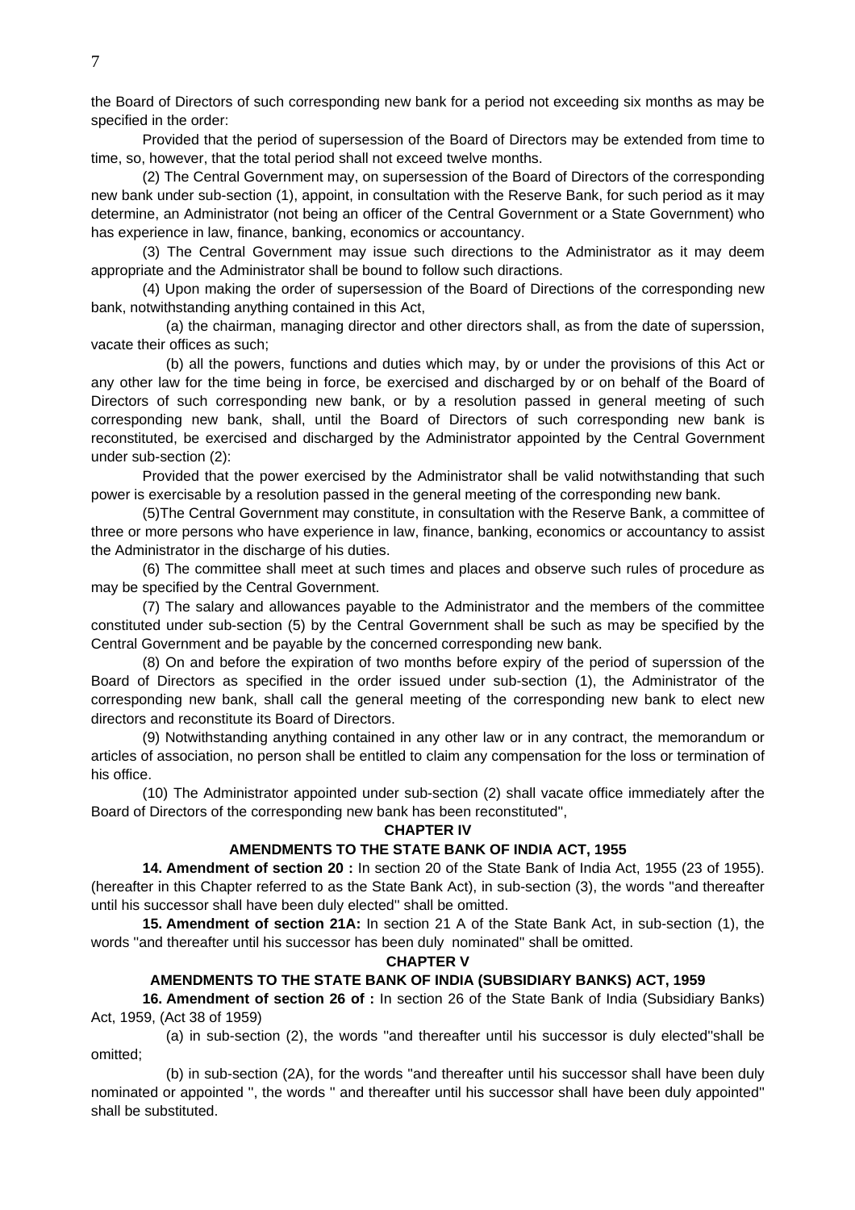the Board of Directors of such corresponding new bank for a period not exceeding six months as may be specified in the order:

Provided that the period of supersession of the Board of Directors may be extended from time to time, so, however, that the total period shall not exceed twelve months.

(2) The Central Government may, on supersession of the Board of Directors of the corresponding new bank under sub-section (1), appoint, in consultation with the Reserve Bank, for such period as it may determine, an Administrator (not being an officer of the Central Government or a State Government) who has experience in law, finance, banking, economics or accountancy.

(3) The Central Government may issue such directions to the Administrator as it may deem appropriate and the Administrator shall be bound to follow such diractions.

(4) Upon making the order of supersession of the Board of Directions of the corresponding new bank, notwithstanding anything contained in this Act,

(a) the chairman, managing director and other directors shall, as from the date of superssion, vacate their offices as such;

(b) all the powers, functions and duties which may, by or under the provisions of this Act or any other law for the time being in force, be exercised and discharged by or on behalf of the Board of Directors of such corresponding new bank, or by a resolution passed in general meeting of such corresponding new bank, shall, until the Board of Directors of such corresponding new bank is reconstituted, be exercised and discharged by the Administrator appointed by the Central Government under sub-section (2):

Provided that the power exercised by the Administrator shall be valid notwithstanding that such power is exercisable by a resolution passed in the general meeting of the corresponding new bank.

(5)The Central Government may constitute, in consultation with the Reserve Bank, a committee of three or more persons who have experience in law, finance, banking, economics or accountancy to assist the Administrator in the discharge of his duties.

(6) The committee shall meet at such times and places and observe such rules of procedure as may be specified by the Central Government.

(7) The salary and allowances payable to the Administrator and the members of the committee constituted under sub-section (5) by the Central Government shall be such as may be specified by the Central Government and be payable by the concerned corresponding new bank.

(8) On and before the expiration of two months before expiry of the period of superssion of the Board of Directors as specified in the order issued under sub-section (1), the Administrator of the corresponding new bank, shall call the general meeting of the corresponding new bank to elect new directors and reconstitute its Board of Directors.

(9) Notwithstanding anything contained in any other law or in any contract, the memorandum or articles of association, no person shall be entitled to claim any compensation for the loss or termination of his office.

(10) The Administrator appointed under sub-section (2) shall vacate office immediately after the Board of Directors of the corresponding new bank has been reconstituted",

## CHAPTER IV

## AMENDMENTS TO THE STATE BANK OF INDIA ACT, 1955

**14. Amendment of section 20 :** In section 20 of the State Bank of India Act, 1955 (23 of 1955). (hereafter in this Chapter referred to as the State Bank Act), in sub-section (3), the words "and thereafter until his successor shall have been duly elected" shall be omitted.

**15. Amendment of section 21A:** In section 21 A of the State Bank Act, in sub-section (1), the words "and thereafter until his successor has been duly nominated" shall be omitted.

## CHAPTER V

## AMENDMENTS TO THE STATE BANK OF INDIA (SUBSIDIARY BANKS) ACT, 1959

**16. Amendment of section 26 of :** In section 26 of the State Bank of India (Subsidiary Banks) Act, 1959, (Act 38 of 1959)

(a) in sub-section (2), the words "and thereafter until his successor is duly elected"shall be omitted;

(b) in sub-section (2A), for the words "and thereafter until his successor shall have been duly nominated or appointed ", the words " and thereafter until his successor shall have been duly appointed" shall be substituted.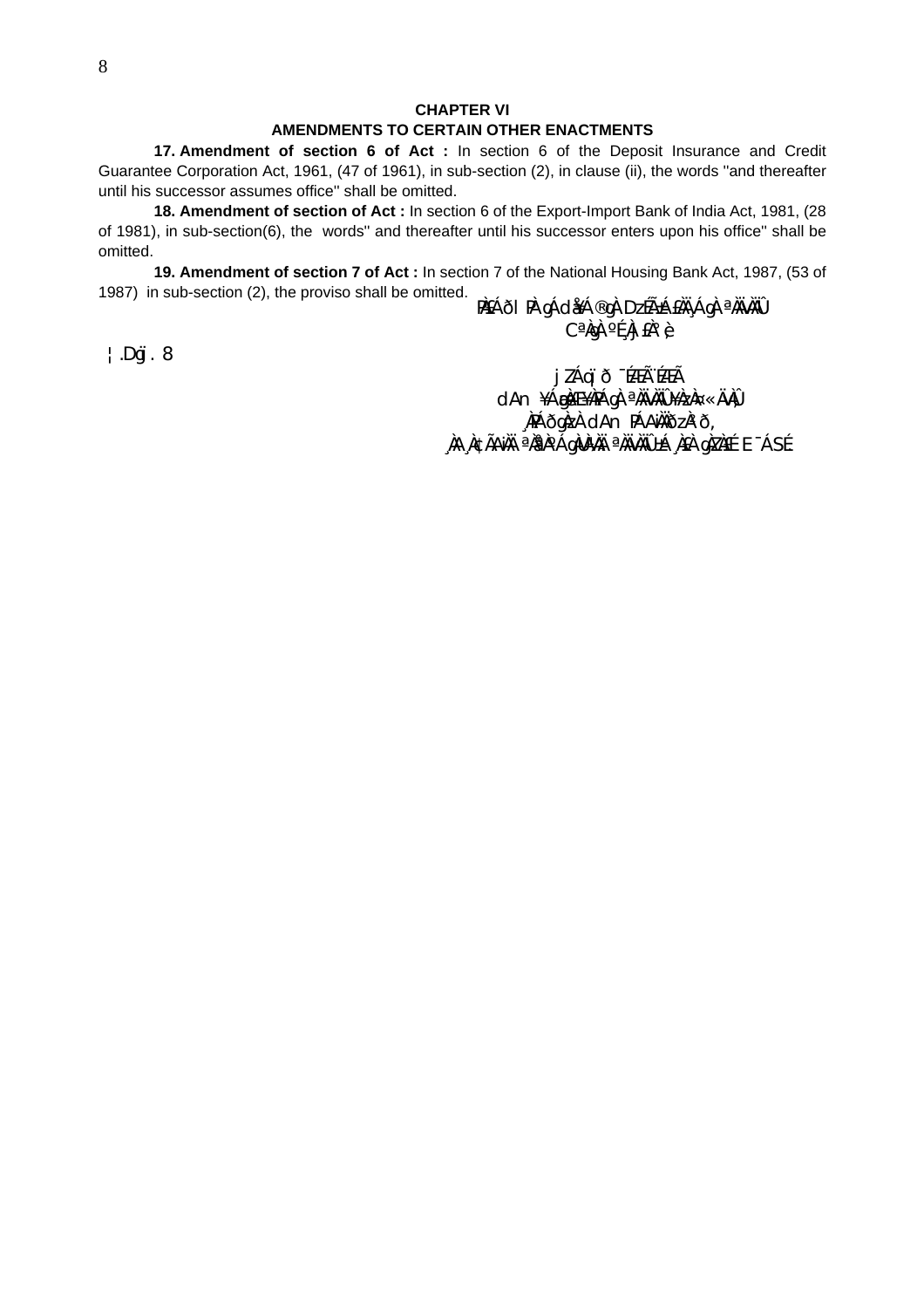## CHAPTER VI
## AMENDMENTS TO CERTAIN OTHER ENACTMENTS

**17. Amendment of section 6 of Act :** In section 6 of the Deposit Insurance and Credit Guarantee Corporation Act, 1961, (47 of 1961), in sub-section (2), in clause (ii), the words "and thereafter until his successor assumes office" shall be omitted.

**18. Amendment of section of Act :** In section 6 of the Export-Import Bank of India Act, 1981, (28 of 1981), in sub-section(6), the words" and thereafter until his successor enters upon his office" shall be omitted.

**19. Amendment of section 7 of Act :** In section 7 of the National Housing Bank Act, 1987, (53 of 1987) in sub-section (2), the proviso shall be omitted.

PÀ£ÁðlPÀ gÁdå¥Á®gÀ DzÉñÁ£ÀÄ¸ÁgÀ ªÀÄvÀÄÛ
CªÀgÀ ºÉ¸Àj£À°è

¦.Dgï. 8

jZÁqïð ¯ÉÆÃ¨ÉÆÃ
dAn ¥ÁgÀ¯ÉÆÃ¥ÀPÀgÀ ªÀÄvÀÄÛ ¥ÀzÀ¤«ÄvÀ
¸ÀPÁðgÀzÀ dAn PÁAiÀÄðzÀ²ð,
¸ÀA¸ÀzÀ«ÄÃAiÀÄ ªÀåªÀºÁgÀUÀ¼ÀÄ ªÀÄvÀÄÛ ±Á¸À£À gÀZÀ£É E¯ÁSÉ